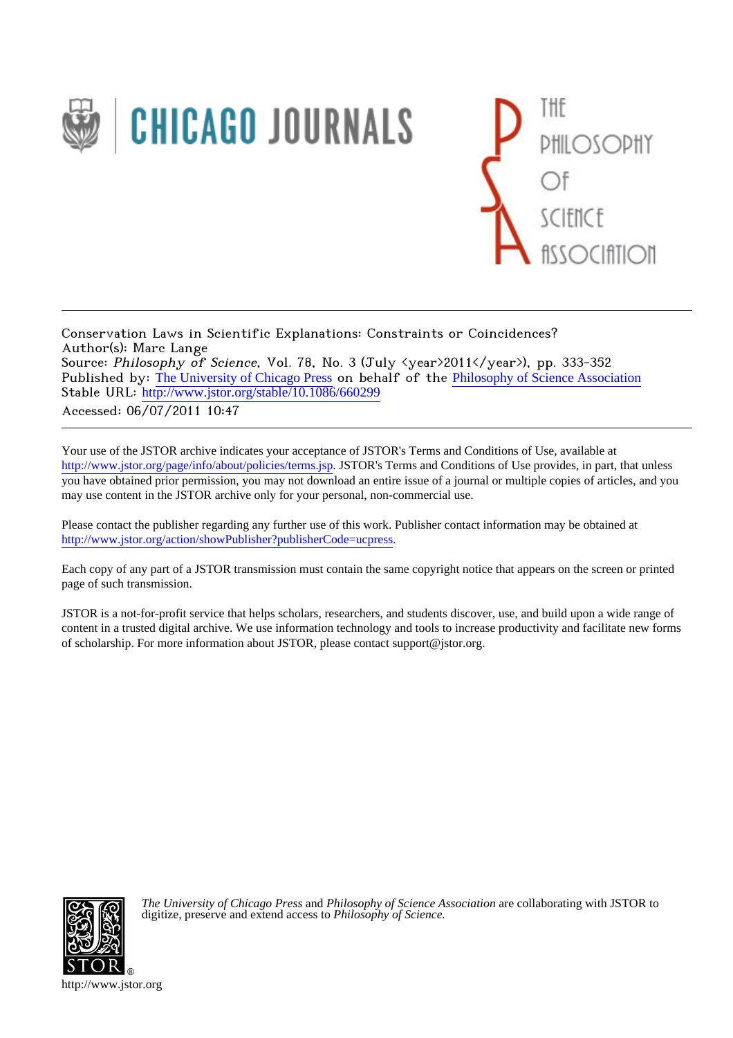Conservation Laws in Scientific Explanations: Constraints or Coincidences?
Author(s): Marc Lange
Source: *Philosophy of Science*, Vol. 78, No. 3 (July <year>2011</year>), pp. 333-352
Published by: The University of Chicago Press on behalf of the Philosophy of Science Association
Stable URL: http://www.jstor.org/stable/10.1086/660299
Accessed: 06/07/2011 10:47

Your use of the JSTOR archive indicates your acceptance of JSTOR's Terms and Conditions of Use, available at http://www.jstor.org/page/info/about/policies/terms.jsp. JSTOR's Terms and Conditions of Use provides, in part, that unless you have obtained prior permission, you may not download an entire issue of a journal or multiple copies of articles, and you may use content in the JSTOR archive only for your personal, non-commercial use.

Please contact the publisher regarding any further use of this work. Publisher contact information may be obtained at http://www.jstor.org/action/showPublisher?publisherCode=ucpress.

Each copy of any part of a JSTOR transmission must contain the same copyright notice that appears on the screen or printed page of such transmission.

JSTOR is a not-for-profit service that helps scholars, researchers, and students discover, use, and build upon a wide range of content in a trusted digital archive. We use information technology and tools to increase productivity and facilitate new forms of scholarship. For more information about JSTOR, please contact support@jstor.org.

*The University of Chicago Press* and *Philosophy of Science Association* are collaborating with JSTOR to digitize, preserve and extend access to *Philosophy of Science.*

http://www.jstor.org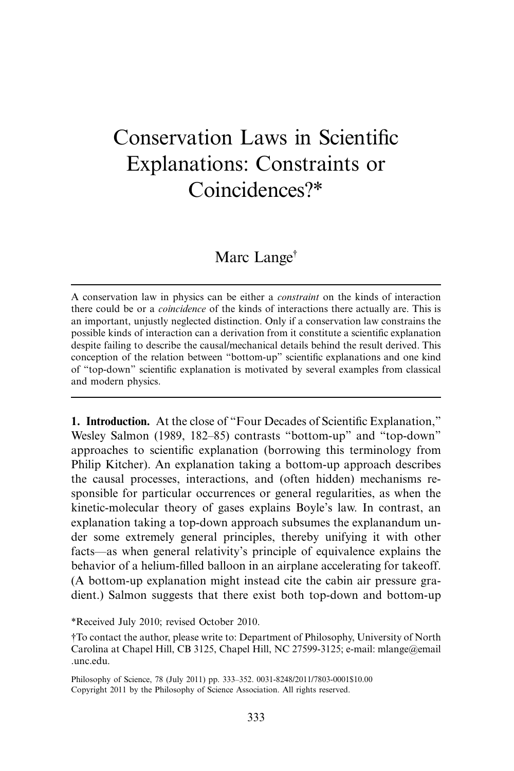# Conservation Laws in Scientific Explanations: Constraints or Coincidences?*

Marc Lange†

A conservation law in physics can be either a *constraint* on the kinds of interaction there could be or a *coincidence* of the kinds of interactions there actually are. This is an important, unjustly neglected distinction. Only if a conservation law constrains the possible kinds of interaction can a derivation from it constitute a scientific explanation despite failing to describe the causal/mechanical details behind the result derived. This conception of the relation between "bottom-up" scientific explanations and one kind of "top-down" scientific explanation is motivated by several examples from classical and modern physics.

**1. Introduction.** At the close of "Four Decades of Scientific Explanation," Wesley Salmon (1989, 182–85) contrasts "bottom-up" and "top-down" approaches to scientific explanation (borrowing this terminology from Philip Kitcher). An explanation taking a bottom-up approach describes the causal processes, interactions, and (often hidden) mechanisms responsible for particular occurrences or general regularities, as when the kinetic-molecular theory of gases explains Boyle's law. In contrast, an explanation taking a top-down approach subsumes the explanandum under some extremely general principles, thereby unifying it with other facts—as when general relativity's principle of equivalence explains the behavior of a helium-filled balloon in an airplane accelerating for takeoff. (A bottom-up explanation might instead cite the cabin air pressure gradient.) Salmon suggests that there exist both top-down and bottom-up

*Received July 2010; revised October 2010.

†To contact the author, please write to: Department of Philosophy, University of North Carolina at Chapel Hill, CB 3125, Chapel Hill, NC 27599-3125; e-mail: mlange@email.unc.edu.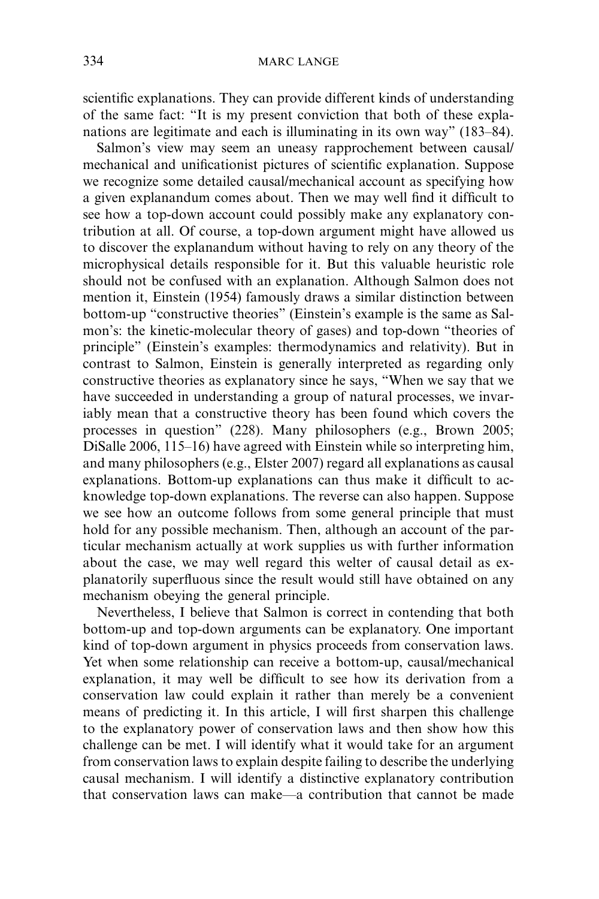scientific explanations. They can provide different kinds of understanding of the same fact: "It is my present conviction that both of these explanations are legitimate and each is illuminating in its own way" (183–84).

Salmon's view may seem an uneasy rapprochement between causal/mechanical and unificationist pictures of scientific explanation. Suppose we recognize some detailed causal/mechanical account as specifying how a given explanandum comes about. Then we may well find it difficult to see how a top-down account could possibly make any explanatory contribution at all. Of course, a top-down argument might have allowed us to discover the explanandum without having to rely on any theory of the microphysical details responsible for it. But this valuable heuristic role should not be confused with an explanation. Although Salmon does not mention it, Einstein (1954) famously draws a similar distinction between bottom-up "constructive theories" (Einstein's example is the same as Salmon's: the kinetic-molecular theory of gases) and top-down "theories of principle" (Einstein's examples: thermodynamics and relativity). But in contrast to Salmon, Einstein is generally interpreted as regarding only constructive theories as explanatory since he says, "When we say that we have succeeded in understanding a group of natural processes, we invariably mean that a constructive theory has been found which covers the processes in question" (228). Many philosophers (e.g., Brown 2005; DiSalle 2006, 115–16) have agreed with Einstein while so interpreting him, and many philosophers (e.g., Elster 2007) regard all explanations as causal explanations. Bottom-up explanations can thus make it difficult to acknowledge top-down explanations. The reverse can also happen. Suppose we see how an outcome follows from some general principle that must hold for any possible mechanism. Then, although an account of the particular mechanism actually at work supplies us with further information about the case, we may well regard this welter of causal detail as explanatorily superfluous since the result would still have obtained on any mechanism obeying the general principle.

Nevertheless, I believe that Salmon is correct in contending that both bottom-up and top-down arguments can be explanatory. One important kind of top-down argument in physics proceeds from conservation laws. Yet when some relationship can receive a bottom-up, causal/mechanical explanation, it may well be difficult to see how its derivation from a conservation law could explain it rather than merely be a convenient means of predicting it. In this article, I will first sharpen this challenge to the explanatory power of conservation laws and then show how this challenge can be met. I will identify what it would take for an argument from conservation laws to explain despite failing to describe the underlying causal mechanism. I will identify a distinctive explanatory contribution that conservation laws can make—a contribution that cannot be made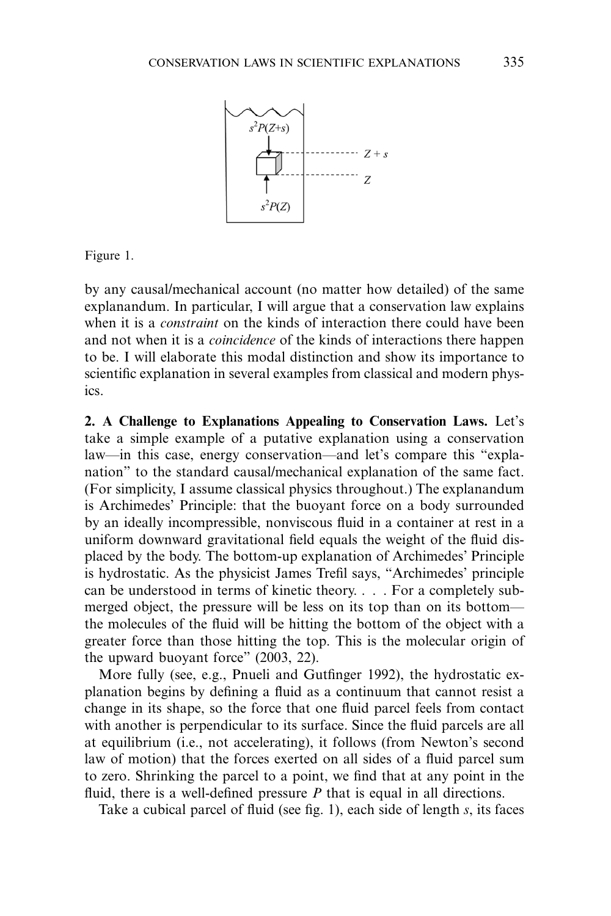$s^2P(Z+s)$

$Z + s$

$Z$

$s^2P(Z)$

Figure 1.

by any causal/mechanical account (no matter how detailed) of the same explanandum. In particular, I will argue that a conservation law explains when it is a *constraint* on the kinds of interaction there could have been and not when it is a *coincidence* of the kinds of interactions there happen to be. I will elaborate this modal distinction and show its importance to scientific explanation in several examples from classical and modern physics.

**2. A Challenge to Explanations Appealing to Conservation Laws.** Let's take a simple example of a putative explanation using a conservation law—in this case, energy conservation—and let's compare this "explanation" to the standard causal/mechanical explanation of the same fact. (For simplicity, I assume classical physics throughout.) The explanandum is Archimedes' Principle: that the buoyant force on a body surrounded by an ideally incompressible, nonviscous fluid in a container at rest in a uniform downward gravitational field equals the weight of the fluid displaced by the body. The bottom-up explanation of Archimedes' Principle is hydrostatic. As the physicist James Trefil says, "Archimedes' principle can be understood in terms of kinetic theory. . . . For a completely submerged object, the pressure will be less on its top than on its bottom—the molecules of the fluid will be hitting the bottom of the object with a greater force than those hitting the top. This is the molecular origin of the upward buoyant force" (2003, 22).

More fully (see, e.g., Pnueli and Gutfinger 1992), the hydrostatic explanation begins by defining a fluid as a continuum that cannot resist a change in its shape, so the force that one fluid parcel feels from contact with another is perpendicular to its surface. Since the fluid parcels are all at equilibrium (i.e., not accelerating), it follows (from Newton's second law of motion) that the forces exerted on all sides of a fluid parcel sum to zero. Shrinking the parcel to a point, we find that at any point in the fluid, there is a well-defined pressure $P$ that is equal in all directions.

Take a cubical parcel of fluid (see fig. 1), each side of length $s$, its faces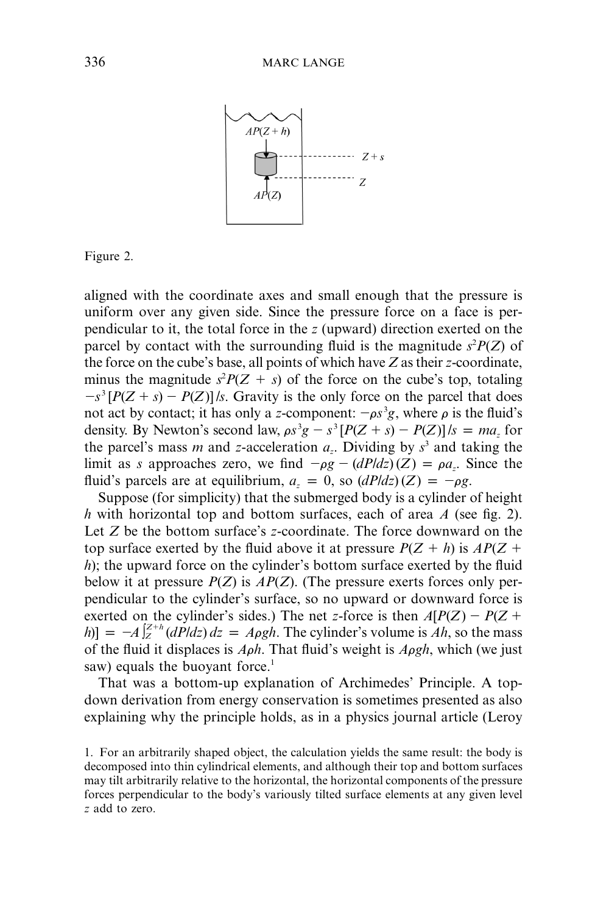Figure 2.

aligned with the coordinate axes and small enough that the pressure is uniform over any given side. Since the pressure force on a face is perpendicular to it, the total force in the $z$ (upward) direction exerted on the parcel by contact with the surrounding fluid is the magnitude $s^2P(Z)$ of the force on the cube's base, all points of which have $Z$ as their $z$-coordinate, minus the magnitude $s^2P(Z + s)$ of the force on the cube's top, totaling $-s^3[P(Z + s) - P(Z)]/s$. Gravity is the only force on the parcel that does not act by contact; it has only a $z$-component: $-\rho s^3 g$, where $\rho$ is the fluid's density. By Newton's second law, $\rho s^3 g - s^3[P(Z + s) - P(Z)]/s = ma_z$ for the parcel's mass $m$ and $z$-acceleration $a_z$. Dividing by $s^3$ and taking the limit as $s$ approaches zero, we find $-\rho g - (dP/dz)(Z) = \rho a_z$. Since the fluid's parcels are at equilibrium, $a_z = 0$, so $(dP/dz)(Z) = -\rho g$.

Suppose (for simplicity) that the submerged body is a cylinder of height $h$ with horizontal top and bottom surfaces, each of area $A$ (see fig. 2). Let $Z$ be the bottom surface's $z$-coordinate. The force downward on the top surface exerted by the fluid above it at pressure $P(Z + h)$ is $AP(Z + h)$; the upward force on the cylinder's bottom surface exerted by the fluid below it at pressure $P(Z)$ is $AP(Z)$. (The pressure exerts forces only perpendicular to the cylinder's surface, so no upward or downward force is exerted on the cylinder's sides.) The net $z$-force is then $A[P(Z) - P(Z + h)] = -A\int_Z^{Z+h}(dP/dz)\,dz = A\rho gh$. The cylinder's volume is $Ah$, so the mass of the fluid it displaces is $A\rho h$. That fluid's weight is $A\rho gh$, which (we just saw) equals the buoyant force.[1]

That was a bottom-up explanation of Archimedes' Principle. A top-down derivation from energy conservation is sometimes presented as also explaining why the principle holds, as in a physics journal article (Leroy

1. For an arbitrarily shaped object, the calculation yields the same result: the body is decomposed into thin cylindrical elements, and although their top and bottom surfaces may tilt arbitrarily relative to the horizontal, the horizontal components of the pressure forces perpendicular to the body's variously tilted surface elements at any given level $z$ add to zero.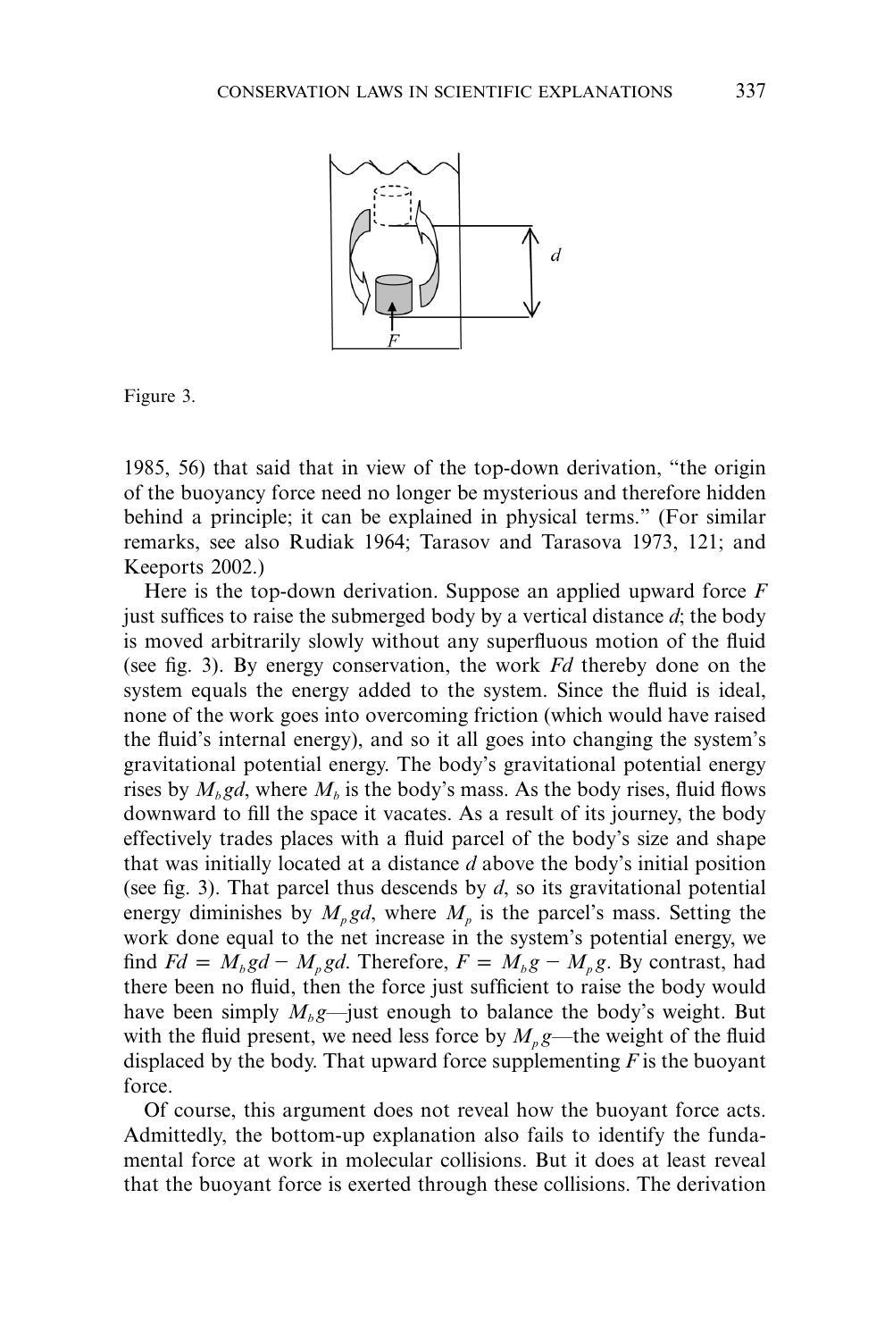Figure 3.

1985, 56) that said that in view of the top-down derivation, "the origin of the buoyancy force need no longer be mysterious and therefore hidden behind a principle; it can be explained in physical terms." (For similar remarks, see also Rudiak 1964; Tarasov and Tarasova 1973, 121; and Keeports 2002.)

Here is the top-down derivation. Suppose an applied upward force $F$ just suffices to raise the submerged body by a vertical distance $d$; the body is moved arbitrarily slowly without any superfluous motion of the fluid (see fig. 3). By energy conservation, the work $Fd$ thereby done on the system equals the energy added to the system. Since the fluid is ideal, none of the work goes into overcoming friction (which would have raised the fluid's internal energy), and so it all goes into changing the system's gravitational potential energy. The body's gravitational potential energy rises by $M_b gd$, where $M_b$ is the body's mass. As the body rises, fluid flows downward to fill the space it vacates. As a result of its journey, the body effectively trades places with a fluid parcel of the body's size and shape that was initially located at a distance $d$ above the body's initial position (see fig. 3). That parcel thus descends by $d$, so its gravitational potential energy diminishes by $M_p gd$, where $M_p$ is the parcel's mass. Setting the work done equal to the net increase in the system's potential energy, we find $Fd = M_b gd - M_p gd$. Therefore, $F = M_b g - M_p g$. By contrast, had there been no fluid, then the force just sufficient to raise the body would have been simply $M_b g$—just enough to balance the body's weight. But with the fluid present, we need less force by $M_p g$—the weight of the fluid displaced by the body. That upward force supplementing $F$ is the buoyant force.

Of course, this argument does not reveal how the buoyant force acts. Admittedly, the bottom-up explanation also fails to identify the fundamental force at work in molecular collisions. But it does at least reveal that the buoyant force is exerted through these collisions. The derivation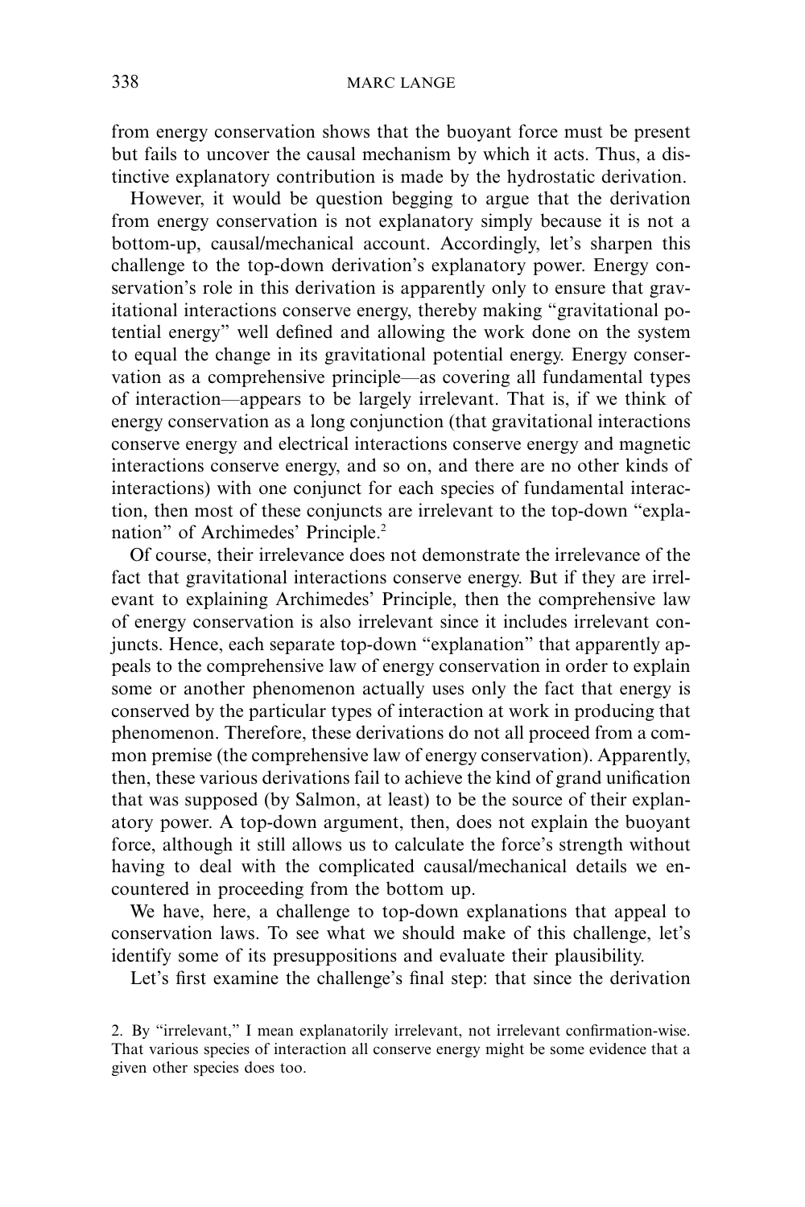from energy conservation shows that the buoyant force must be present but fails to uncover the causal mechanism by which it acts. Thus, a distinctive explanatory contribution is made by the hydrostatic derivation.

However, it would be question begging to argue that the derivation from energy conservation is not explanatory simply because it is not a bottom-up, causal/mechanical account. Accordingly, let's sharpen this challenge to the top-down derivation's explanatory power. Energy conservation's role in this derivation is apparently only to ensure that gravitational interactions conserve energy, thereby making "gravitational potential energy" well defined and allowing the work done on the system to equal the change in its gravitational potential energy. Energy conservation as a comprehensive principle—as covering all fundamental types of interaction—appears to be largely irrelevant. That is, if we think of energy conservation as a long conjunction (that gravitational interactions conserve energy and electrical interactions conserve energy and magnetic interactions conserve energy, and so on, and there are no other kinds of interactions) with one conjunct for each species of fundamental interaction, then most of these conjuncts are irrelevant to the top-down "explanation" of Archimedes' Principle.[2]

Of course, their irrelevance does not demonstrate the irrelevance of the fact that gravitational interactions conserve energy. But if they are irrelevant to explaining Archimedes' Principle, then the comprehensive law of energy conservation is also irrelevant since it includes irrelevant conjuncts. Hence, each separate top-down "explanation" that apparently appeals to the comprehensive law of energy conservation in order to explain some or another phenomenon actually uses only the fact that energy is conserved by the particular types of interaction at work in producing that phenomenon. Therefore, these derivations do not all proceed from a common premise (the comprehensive law of energy conservation). Apparently, then, these various derivations fail to achieve the kind of grand unification that was supposed (by Salmon, at least) to be the source of their explanatory power. A top-down argument, then, does not explain the buoyant force, although it still allows us to calculate the force's strength without having to deal with the complicated causal/mechanical details we encountered in proceeding from the bottom up.

We have, here, a challenge to top-down explanations that appeal to conservation laws. To see what we should make of this challenge, let's identify some of its presuppositions and evaluate their plausibility.

Let's first examine the challenge's final step: that since the derivation

2. By "irrelevant," I mean explanatorily irrelevant, not irrelevant confirmation-wise. That various species of interaction all conserve energy might be some evidence that a given other species does too.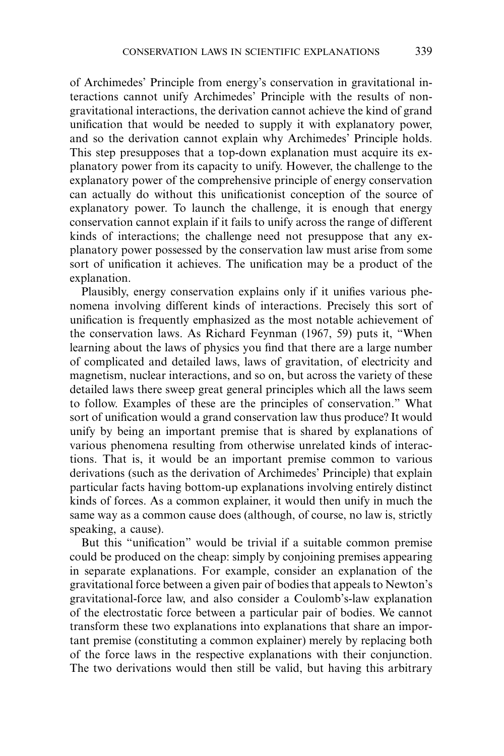of Archimedes' Principle from energy's conservation in gravitational interactions cannot unify Archimedes' Principle with the results of non-gravitational interactions, the derivation cannot achieve the kind of grand unification that would be needed to supply it with explanatory power, and so the derivation cannot explain why Archimedes' Principle holds. This step presupposes that a top-down explanation must acquire its explanatory power from its capacity to unify. However, the challenge to the explanatory power of the comprehensive principle of energy conservation can actually do without this unificationist conception of the source of explanatory power. To launch the challenge, it is enough that energy conservation cannot explain if it fails to unify across the range of different kinds of interactions; the challenge need not presuppose that any explanatory power possessed by the conservation law must arise from some sort of unification it achieves. The unification may be a product of the explanation.

Plausibly, energy conservation explains only if it unifies various phenomena involving different kinds of interactions. Precisely this sort of unification is frequently emphasized as the most notable achievement of the conservation laws. As Richard Feynman (1967, 59) puts it, "When learning about the laws of physics you find that there are a large number of complicated and detailed laws, laws of gravitation, of electricity and magnetism, nuclear interactions, and so on, but across the variety of these detailed laws there sweep great general principles which all the laws seem to follow. Examples of these are the principles of conservation." What sort of unification would a grand conservation law thus produce? It would unify by being an important premise that is shared by explanations of various phenomena resulting from otherwise unrelated kinds of interactions. That is, it would be an important premise common to various derivations (such as the derivation of Archimedes' Principle) that explain particular facts having bottom-up explanations involving entirely distinct kinds of forces. As a common explainer, it would then unify in much the same way as a common cause does (although, of course, no law is, strictly speaking, a cause).

But this "unification" would be trivial if a suitable common premise could be produced on the cheap: simply by conjoining premises appearing in separate explanations. For example, consider an explanation of the gravitational force between a given pair of bodies that appeals to Newton's gravitational-force law, and also consider a Coulomb's-law explanation of the electrostatic force between a particular pair of bodies. We cannot transform these two explanations into explanations that share an important premise (constituting a common explainer) merely by replacing both of the force laws in the respective explanations with their conjunction. The two derivations would then still be valid, but having this arbitrary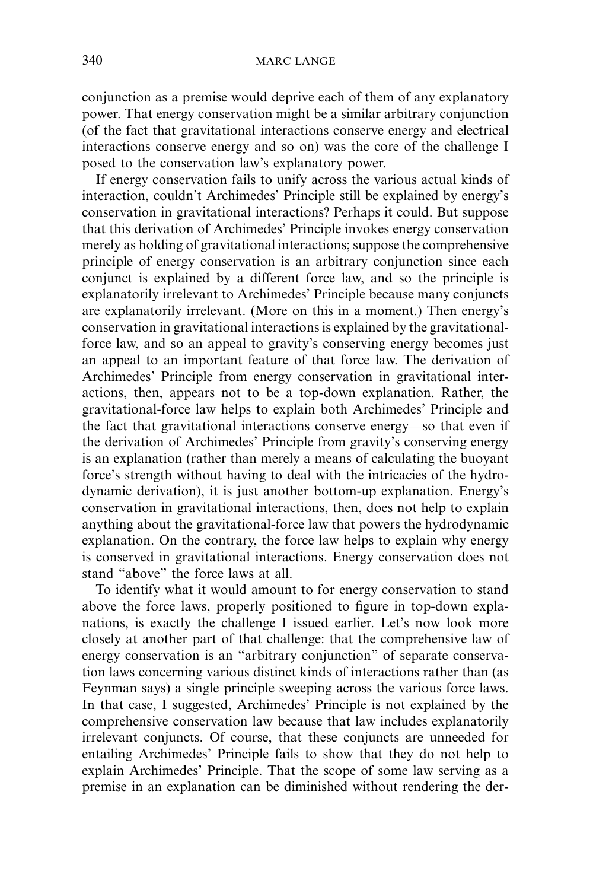conjunction as a premise would deprive each of them of any explanatory power. That energy conservation might be a similar arbitrary conjunction (of the fact that gravitational interactions conserve energy and electrical interactions conserve energy and so on) was the core of the challenge I posed to the conservation law's explanatory power.

If energy conservation fails to unify across the various actual kinds of interaction, couldn't Archimedes' Principle still be explained by energy's conservation in gravitational interactions? Perhaps it could. But suppose that this derivation of Archimedes' Principle invokes energy conservation merely as holding of gravitational interactions; suppose the comprehensive principle of energy conservation is an arbitrary conjunction since each conjunct is explained by a different force law, and so the principle is explanatorily irrelevant to Archimedes' Principle because many conjuncts are explanatorily irrelevant. (More on this in a moment.) Then energy's conservation in gravitational interactions is explained by the gravitational-force law, and so an appeal to gravity's conserving energy becomes just an appeal to an important feature of that force law. The derivation of Archimedes' Principle from energy conservation in gravitational interactions, then, appears not to be a top-down explanation. Rather, the gravitational-force law helps to explain both Archimedes' Principle and the fact that gravitational interactions conserve energy—so that even if the derivation of Archimedes' Principle from gravity's conserving energy is an explanation (rather than merely a means of calculating the buoyant force's strength without having to deal with the intricacies of the hydrodynamic derivation), it is just another bottom-up explanation. Energy's conservation in gravitational interactions, then, does not help to explain anything about the gravitational-force law that powers the hydrodynamic explanation. On the contrary, the force law helps to explain why energy is conserved in gravitational interactions. Energy conservation does not stand "above" the force laws at all.

To identify what it would amount to for energy conservation to stand above the force laws, properly positioned to figure in top-down explanations, is exactly the challenge I issued earlier. Let's now look more closely at another part of that challenge: that the comprehensive law of energy conservation is an "arbitrary conjunction" of separate conservation laws concerning various distinct kinds of interactions rather than (as Feynman says) a single principle sweeping across the various force laws. In that case, I suggested, Archimedes' Principle is not explained by the comprehensive conservation law because that law includes explanatorily irrelevant conjuncts. Of course, that these conjuncts are unneeded for entailing Archimedes' Principle fails to show that they do not help to explain Archimedes' Principle. That the scope of some law serving as a premise in an explanation can be diminished without rendering the der-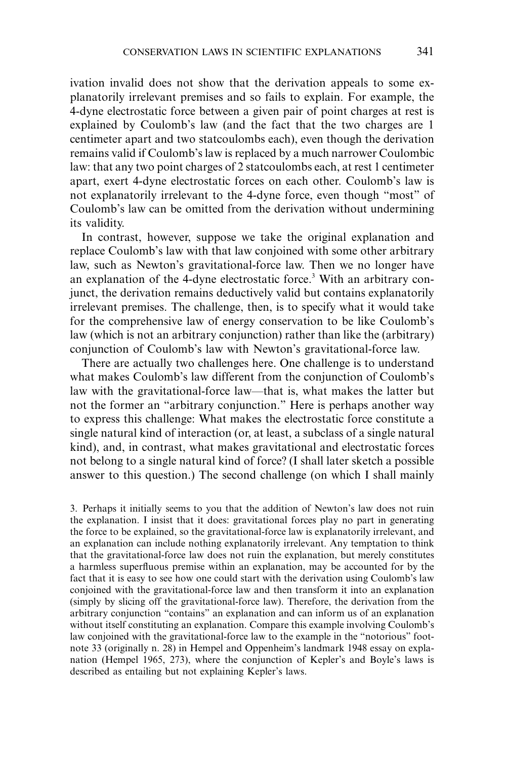ivation invalid does not show that the derivation appeals to some explanatorily irrelevant premises and so fails to explain. For example, the 4-dyne electrostatic force between a given pair of point charges at rest is explained by Coulomb's law (and the fact that the two charges are 1 centimeter apart and two statcoulombs each), even though the derivation remains valid if Coulomb's law is replaced by a much narrower Coulombic law: that any two point charges of 2 statcoulombs each, at rest 1 centimeter apart, exert 4-dyne electrostatic forces on each other. Coulomb's law is not explanatorily irrelevant to the 4-dyne force, even though "most" of Coulomb's law can be omitted from the derivation without undermining its validity.

In contrast, however, suppose we take the original explanation and replace Coulomb's law with that law conjoined with some other arbitrary law, such as Newton's gravitational-force law. Then we no longer have an explanation of the 4-dyne electrostatic force.[3] With an arbitrary conjunct, the derivation remains deductively valid but contains explanatorily irrelevant premises. The challenge, then, is to specify what it would take for the comprehensive law of energy conservation to be like Coulomb's law (which is not an arbitrary conjunction) rather than like the (arbitrary) conjunction of Coulomb's law with Newton's gravitational-force law.

There are actually two challenges here. One challenge is to understand what makes Coulomb's law different from the conjunction of Coulomb's law with the gravitational-force law—that is, what makes the latter but not the former an "arbitrary conjunction." Here is perhaps another way to express this challenge: What makes the electrostatic force constitute a single natural kind of interaction (or, at least, a subclass of a single natural kind), and, in contrast, what makes gravitational and electrostatic forces not belong to a single natural kind of force? (I shall later sketch a possible answer to this question.) The second challenge (on which I shall mainly

3. Perhaps it initially seems to you that the addition of Newton's law does not ruin the explanation. I insist that it does: gravitational forces play no part in generating the force to be explained, so the gravitational-force law is explanatorily irrelevant, and an explanation can include nothing explanatorily irrelevant. Any temptation to think that the gravitational-force law does not ruin the explanation, but merely constitutes a harmless superfluous premise within an explanation, may be accounted for by the fact that it is easy to see how one could start with the derivation using Coulomb's law conjoined with the gravitational-force law and then transform it into an explanation (simply by slicing off the gravitational-force law). Therefore, the derivation from the arbitrary conjunction "contains" an explanation and can inform us of an explanation without itself constituting an explanation. Compare this example involving Coulomb's law conjoined with the gravitational-force law to the example in the "notorious" footnote 33 (originally n. 28) in Hempel and Oppenheim's landmark 1948 essay on explanation (Hempel 1965, 273), where the conjunction of Kepler's and Boyle's laws is described as entailing but not explaining Kepler's laws.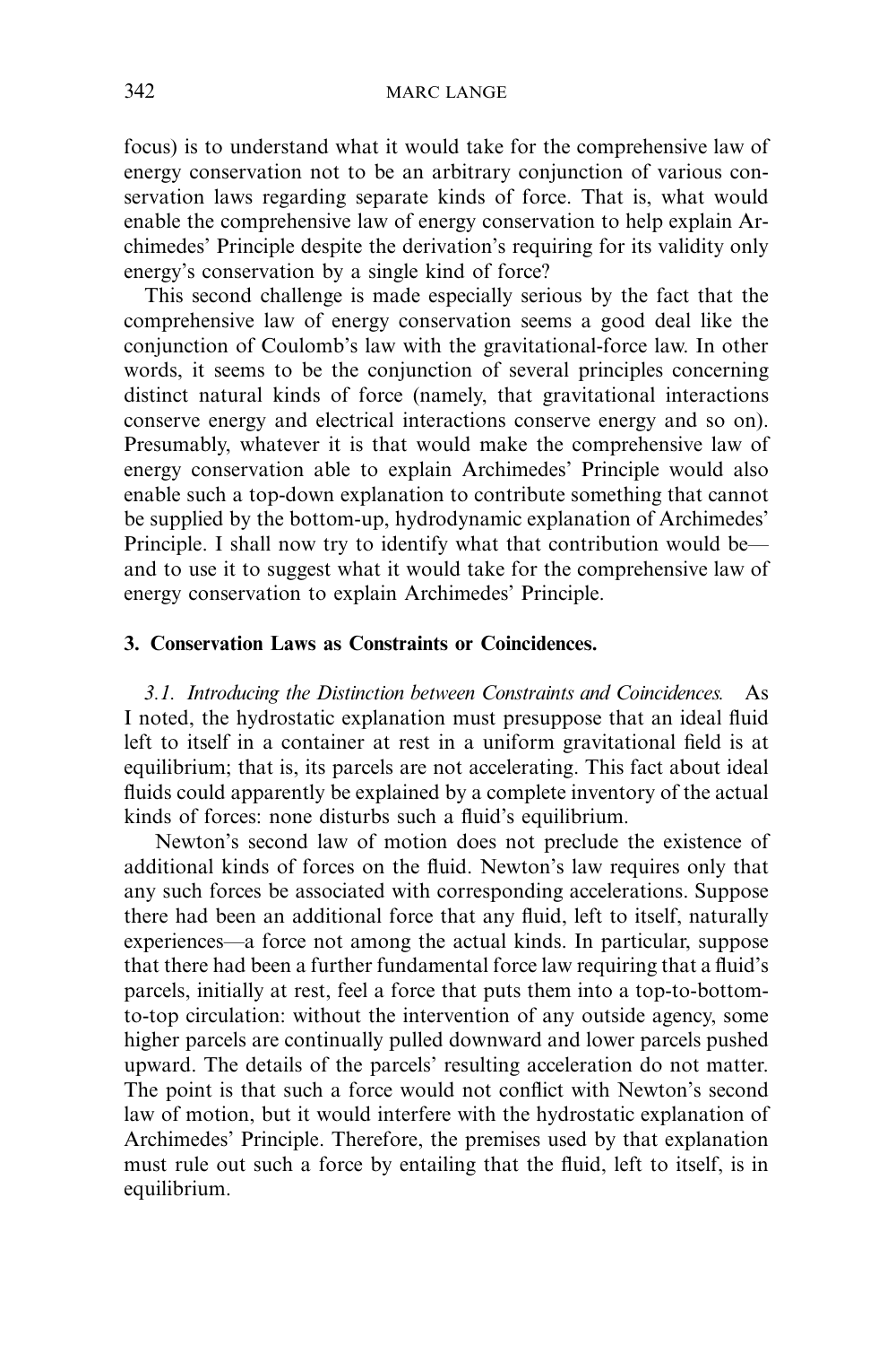focus) is to understand what it would take for the comprehensive law of energy conservation not to be an arbitrary conjunction of various conservation laws regarding separate kinds of force. That is, what would enable the comprehensive law of energy conservation to help explain Archimedes' Principle despite the derivation's requiring for its validity only energy's conservation by a single kind of force?

This second challenge is made especially serious by the fact that the comprehensive law of energy conservation seems a good deal like the conjunction of Coulomb's law with the gravitational-force law. In other words, it seems to be the conjunction of several principles concerning distinct natural kinds of force (namely, that gravitational interactions conserve energy and electrical interactions conserve energy and so on). Presumably, whatever it is that would make the comprehensive law of energy conservation able to explain Archimedes' Principle would also enable such a top-down explanation to contribute something that cannot be supplied by the bottom-up, hydrodynamic explanation of Archimedes' Principle. I shall now try to identify what that contribution would be—and to use it to suggest what it would take for the comprehensive law of energy conservation to explain Archimedes' Principle.

## 3. Conservation Laws as Constraints or Coincidences.

*3.1. Introducing the Distinction between Constraints and Coincidences.* As I noted, the hydrostatic explanation must presuppose that an ideal fluid left to itself in a container at rest in a uniform gravitational field is at equilibrium; that is, its parcels are not accelerating. This fact about ideal fluids could apparently be explained by a complete inventory of the actual kinds of forces: none disturbs such a fluid's equilibrium.

Newton's second law of motion does not preclude the existence of additional kinds of forces on the fluid. Newton's law requires only that any such forces be associated with corresponding accelerations. Suppose there had been an additional force that any fluid, left to itself, naturally experiences—a force not among the actual kinds. In particular, suppose that there had been a further fundamental force law requiring that a fluid's parcels, initially at rest, feel a force that puts them into a top-to-bottom-to-top circulation: without the intervention of any outside agency, some higher parcels are continually pulled downward and lower parcels pushed upward. The details of the parcels' resulting acceleration do not matter. The point is that such a force would not conflict with Newton's second law of motion, but it would interfere with the hydrostatic explanation of Archimedes' Principle. Therefore, the premises used by that explanation must rule out such a force by entailing that the fluid, left to itself, is in equilibrium.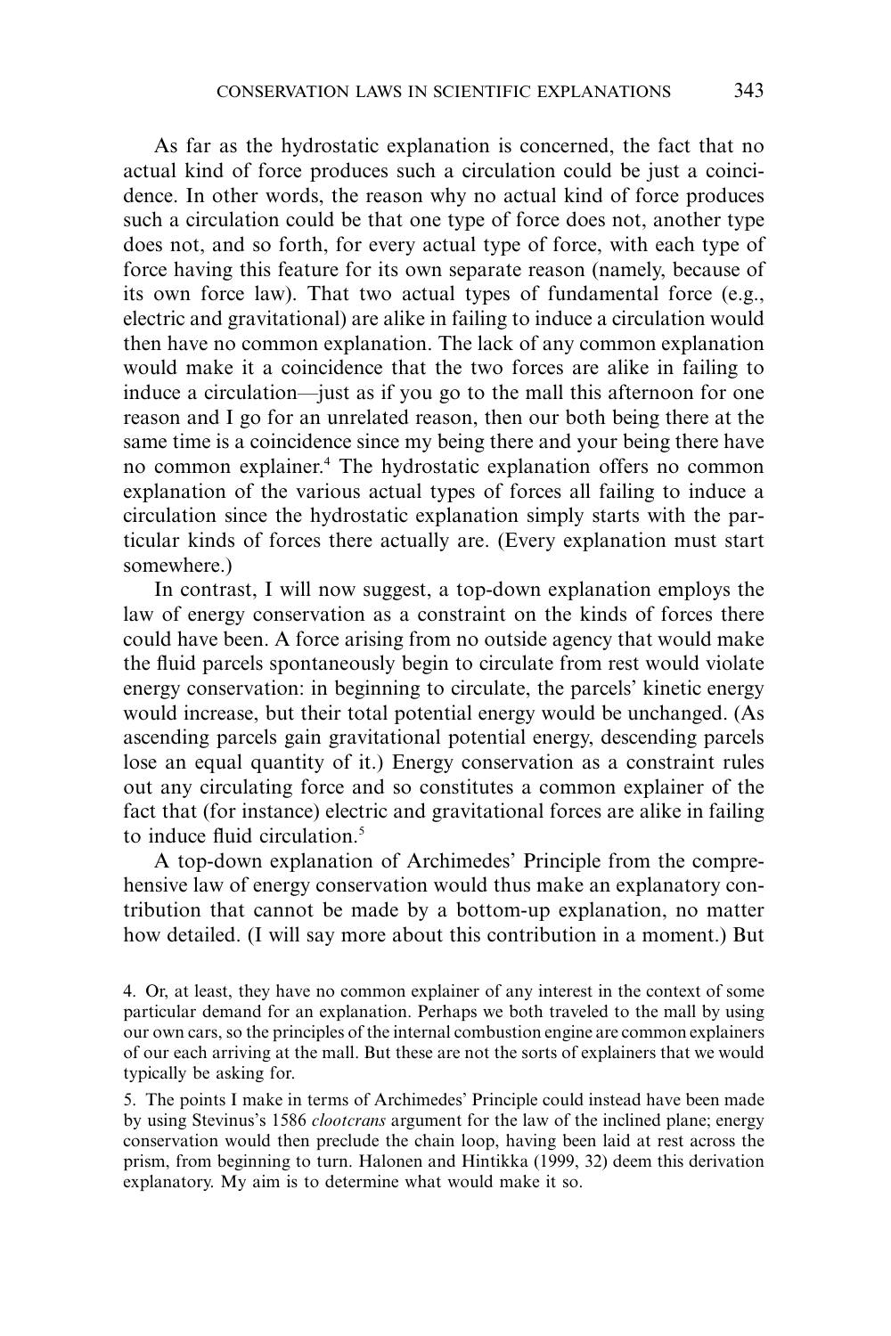As far as the hydrostatic explanation is concerned, the fact that no actual kind of force produces such a circulation could be just a coincidence. In other words, the reason why no actual kind of force produces such a circulation could be that one type of force does not, another type does not, and so forth, for every actual type of force, with each type of force having this feature for its own separate reason (namely, because of its own force law). That two actual types of fundamental force (e.g., electric and gravitational) are alike in failing to induce a circulation would then have no common explanation. The lack of any common explanation would make it a coincidence that the two forces are alike in failing to induce a circulation—just as if you go to the mall this afternoon for one reason and I go for an unrelated reason, then our both being there at the same time is a coincidence since my being there and your being there have no common explainer.[4] The hydrostatic explanation offers no common explanation of the various actual types of forces all failing to induce a circulation since the hydrostatic explanation simply starts with the particular kinds of forces there actually are. (Every explanation must start somewhere.)

In contrast, I will now suggest, a top-down explanation employs the law of energy conservation as a constraint on the kinds of forces there could have been. A force arising from no outside agency that would make the fluid parcels spontaneously begin to circulate from rest would violate energy conservation: in beginning to circulate, the parcels' kinetic energy would increase, but their total potential energy would be unchanged. (As ascending parcels gain gravitational potential energy, descending parcels lose an equal quantity of it.) Energy conservation as a constraint rules out any circulating force and so constitutes a common explainer of the fact that (for instance) electric and gravitational forces are alike in failing to induce fluid circulation.[5]

A top-down explanation of Archimedes' Principle from the comprehensive law of energy conservation would thus make an explanatory contribution that cannot be made by a bottom-up explanation, no matter how detailed. (I will say more about this contribution in a moment.) But

4. Or, at least, they have no common explainer of any interest in the context of some particular demand for an explanation. Perhaps we both traveled to the mall by using our own cars, so the principles of the internal combustion engine are common explainers of our each arriving at the mall. But these are not the sorts of explainers that we would typically be asking for.

5. The points I make in terms of Archimedes' Principle could instead have been made by using Stevinus's 1586 *clootcrans* argument for the law of the inclined plane; energy conservation would then preclude the chain loop, having been laid at rest across the prism, from beginning to turn. Halonen and Hintikka (1999, 32) deem this derivation explanatory. My aim is to determine what would make it so.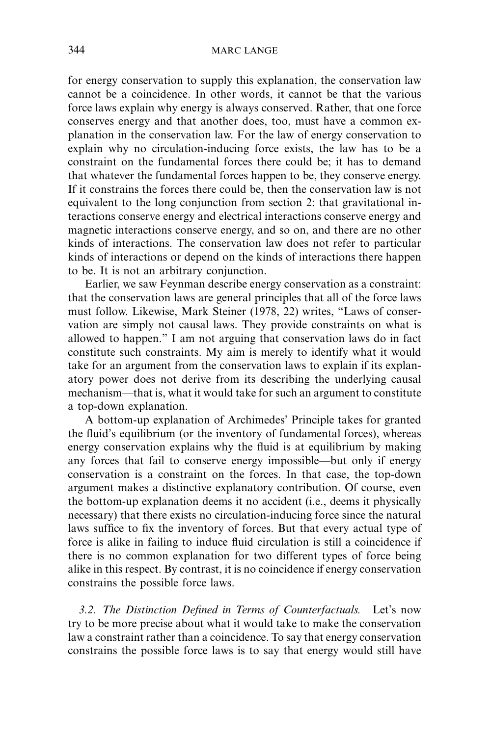for energy conservation to supply this explanation, the conservation law cannot be a coincidence. In other words, it cannot be that the various force laws explain why energy is always conserved. Rather, that one force conserves energy and that another does, too, must have a common explanation in the conservation law. For the law of energy conservation to explain why no circulation-inducing force exists, the law has to be a constraint on the fundamental forces there could be; it has to demand that whatever the fundamental forces happen to be, they conserve energy. If it constrains the forces there could be, then the conservation law is not equivalent to the long conjunction from section 2: that gravitational interactions conserve energy and electrical interactions conserve energy and magnetic interactions conserve energy, and so on, and there are no other kinds of interactions. The conservation law does not refer to particular kinds of interactions or depend on the kinds of interactions there happen to be. It is not an arbitrary conjunction.

Earlier, we saw Feynman describe energy conservation as a constraint: that the conservation laws are general principles that all of the force laws must follow. Likewise, Mark Steiner (1978, 22) writes, "Laws of conservation are simply not causal laws. They provide constraints on what is allowed to happen." I am not arguing that conservation laws do in fact constitute such constraints. My aim is merely to identify what it would take for an argument from the conservation laws to explain if its explanatory power does not derive from its describing the underlying causal mechanism—that is, what it would take for such an argument to constitute a top-down explanation.

A bottom-up explanation of Archimedes' Principle takes for granted the fluid's equilibrium (or the inventory of fundamental forces), whereas energy conservation explains why the fluid is at equilibrium by making any forces that fail to conserve energy impossible—but only if energy conservation is a constraint on the forces. In that case, the top-down argument makes a distinctive explanatory contribution. Of course, even the bottom-up explanation deems it no accident (i.e., deems it physically necessary) that there exists no circulation-inducing force since the natural laws suffice to fix the inventory of forces. But that every actual type of force is alike in failing to induce fluid circulation is still a coincidence if there is no common explanation for two different types of force being alike in this respect. By contrast, it is no coincidence if energy conservation constrains the possible force laws.

*3.2. The Distinction Defined in Terms of Counterfactuals.* Let's now try to be more precise about what it would take to make the conservation law a constraint rather than a coincidence. To say that energy conservation constrains the possible force laws is to say that energy would still have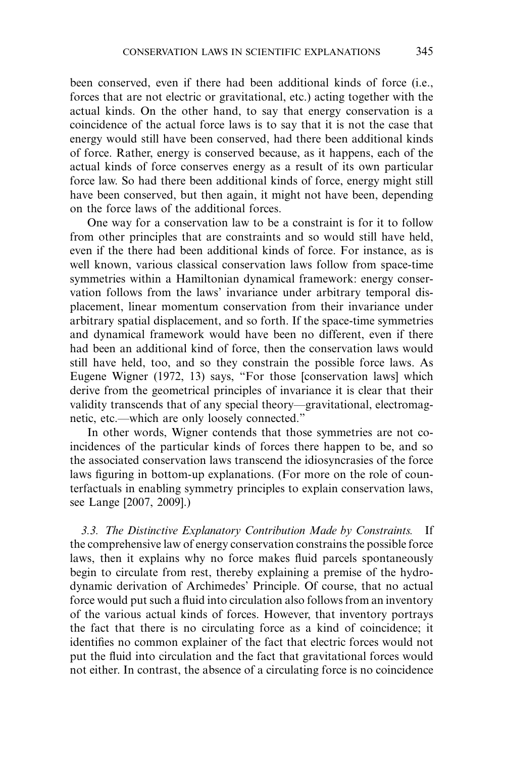been conserved, even if there had been additional kinds of force (i.e., forces that are not electric or gravitational, etc.) acting together with the actual kinds. On the other hand, to say that energy conservation is a coincidence of the actual force laws is to say that it is not the case that energy would still have been conserved, had there been additional kinds of force. Rather, energy is conserved because, as it happens, each of the actual kinds of force conserves energy as a result of its own particular force law. So had there been additional kinds of force, energy might still have been conserved, but then again, it might not have been, depending on the force laws of the additional forces.

One way for a conservation law to be a constraint is for it to follow from other principles that are constraints and so would still have held, even if the there had been additional kinds of force. For instance, as is well known, various classical conservation laws follow from space-time symmetries within a Hamiltonian dynamical framework: energy conservation follows from the laws' invariance under arbitrary temporal displacement, linear momentum conservation from their invariance under arbitrary spatial displacement, and so forth. If the space-time symmetries and dynamical framework would have been no different, even if there had been an additional kind of force, then the conservation laws would still have held, too, and so they constrain the possible force laws. As Eugene Wigner (1972, 13) says, "For those [conservation laws] which derive from the geometrical principles of invariance it is clear that their validity transcends that of any special theory—gravitational, electromagnetic, etc.—which are only loosely connected."

In other words, Wigner contends that those symmetries are not coincidences of the particular kinds of forces there happen to be, and so the associated conservation laws transcend the idiosyncrasies of the force laws figuring in bottom-up explanations. (For more on the role of counterfactuals in enabling symmetry principles to explain conservation laws, see Lange [2007, 2009].)

*3.3. The Distinctive Explanatory Contribution Made by Constraints.* If the comprehensive law of energy conservation constrains the possible force laws, then it explains why no force makes fluid parcels spontaneously begin to circulate from rest, thereby explaining a premise of the hydrodynamic derivation of Archimedes' Principle. Of course, that no actual force would put such a fluid into circulation also follows from an inventory of the various actual kinds of forces. However, that inventory portrays the fact that there is no circulating force as a kind of coincidence; it identifies no common explainer of the fact that electric forces would not put the fluid into circulation and the fact that gravitational forces would not either. In contrast, the absence of a circulating force is no coincidence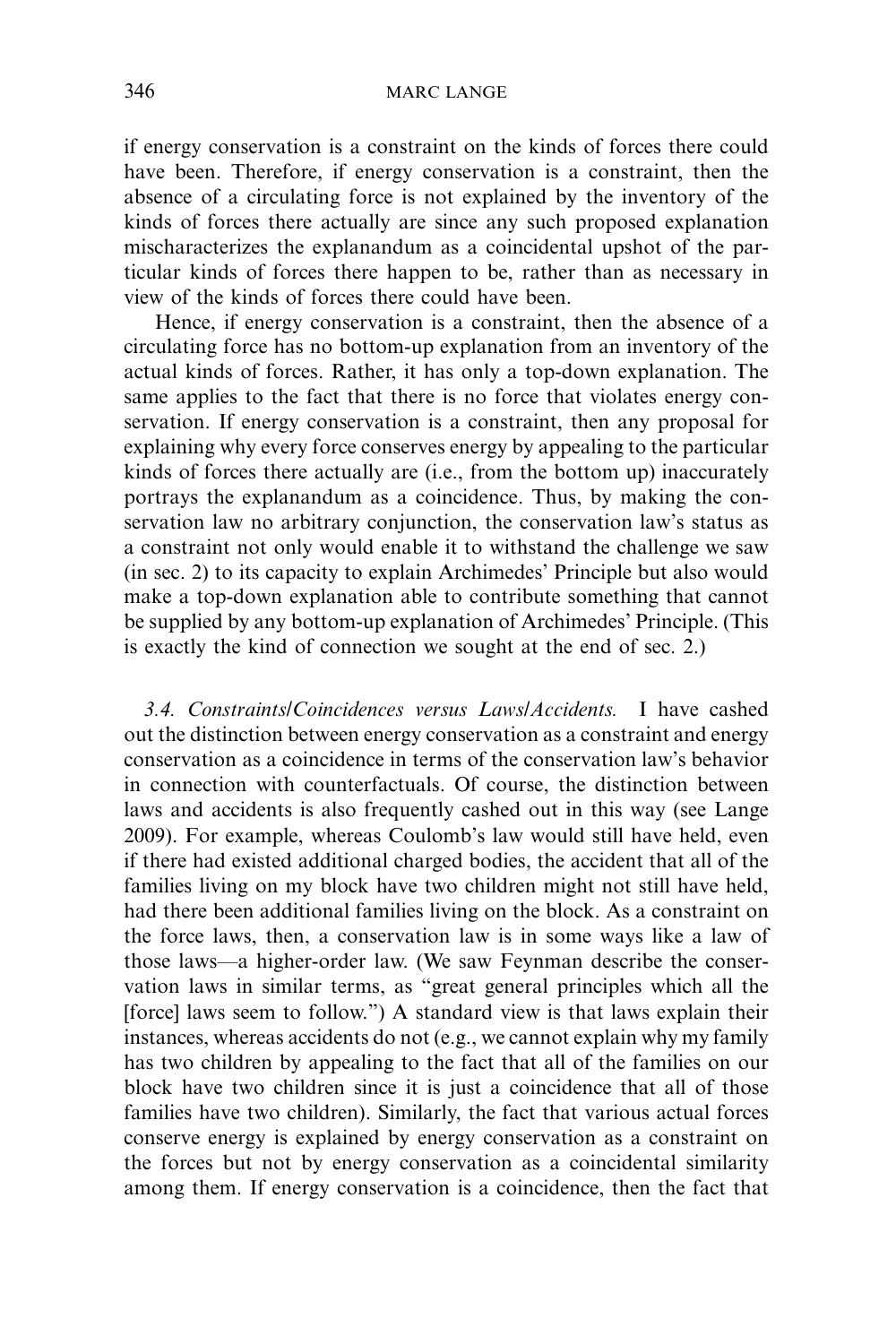if energy conservation is a constraint on the kinds of forces there could have been. Therefore, if energy conservation is a constraint, then the absence of a circulating force is not explained by the inventory of the kinds of forces there actually are since any such proposed explanation mischaracterizes the explanandum as a coincidental upshot of the particular kinds of forces there happen to be, rather than as necessary in view of the kinds of forces there could have been.

Hence, if energy conservation is a constraint, then the absence of a circulating force has no bottom-up explanation from an inventory of the actual kinds of forces. Rather, it has only a top-down explanation. The same applies to the fact that there is no force that violates energy conservation. If energy conservation is a constraint, then any proposal for explaining why every force conserves energy by appealing to the particular kinds of forces there actually are (i.e., from the bottom up) inaccurately portrays the explanandum as a coincidence. Thus, by making the conservation law no arbitrary conjunction, the conservation law's status as a constraint not only would enable it to withstand the challenge we saw (in sec. 2) to its capacity to explain Archimedes' Principle but also would make a top-down explanation able to contribute something that cannot be supplied by any bottom-up explanation of Archimedes' Principle. (This is exactly the kind of connection we sought at the end of sec. 2.)

*3.4. Constraints/Coincidences versus Laws/Accidents.* I have cashed out the distinction between energy conservation as a constraint and energy conservation as a coincidence in terms of the conservation law's behavior in connection with counterfactuals. Of course, the distinction between laws and accidents is also frequently cashed out in this way (see Lange 2009). For example, whereas Coulomb's law would still have held, even if there had existed additional charged bodies, the accident that all of the families living on my block have two children might not still have held, had there been additional families living on the block. As a constraint on the force laws, then, a conservation law is in some ways like a law of those laws—a higher-order law. (We saw Feynman describe the conservation laws in similar terms, as "great general principles which all the [force] laws seem to follow.") A standard view is that laws explain their instances, whereas accidents do not (e.g., we cannot explain why my family has two children by appealing to the fact that all of the families on our block have two children since it is just a coincidence that all of those families have two children). Similarly, the fact that various actual forces conserve energy is explained by energy conservation as a constraint on the forces but not by energy conservation as a coincidental similarity among them. If energy conservation is a coincidence, then the fact that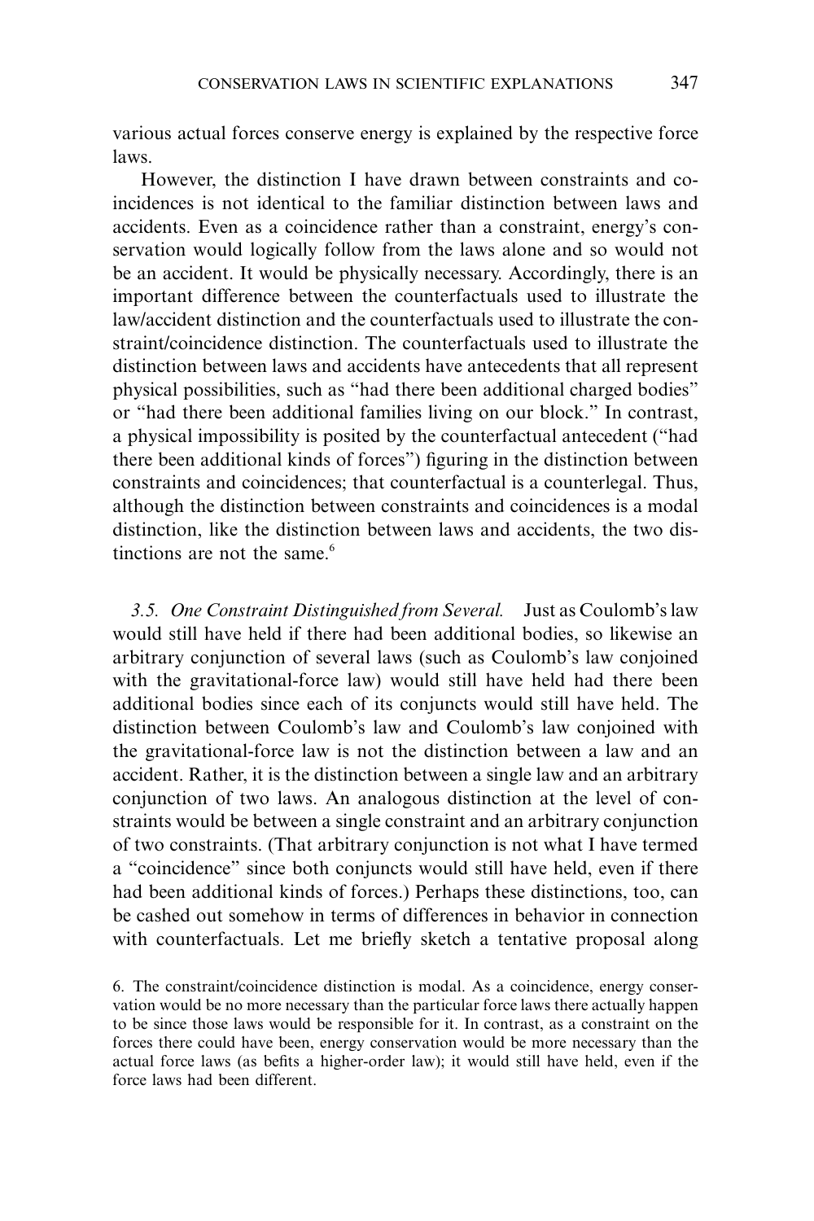various actual forces conserve energy is explained by the respective force laws.

However, the distinction I have drawn between constraints and coincidences is not identical to the familiar distinction between laws and accidents. Even as a coincidence rather than a constraint, energy's conservation would logically follow from the laws alone and so would not be an accident. It would be physically necessary. Accordingly, there is an important difference between the counterfactuals used to illustrate the law/accident distinction and the counterfactuals used to illustrate the constraint/coincidence distinction. The counterfactuals used to illustrate the distinction between laws and accidents have antecedents that all represent physical possibilities, such as "had there been additional charged bodies" or "had there been additional families living on our block." In contrast, a physical impossibility is posited by the counterfactual antecedent ("had there been additional kinds of forces") figuring in the distinction between constraints and coincidences; that counterfactual is a counterlegal. Thus, although the distinction between constraints and coincidences is a modal distinction, like the distinction between laws and accidents, the two distinctions are not the same.[6]

*3.5. One Constraint Distinguished from Several.* Just as Coulomb's law would still have held if there had been additional bodies, so likewise an arbitrary conjunction of several laws (such as Coulomb's law conjoined with the gravitational-force law) would still have held had there been additional bodies since each of its conjuncts would still have held. The distinction between Coulomb's law and Coulomb's law conjoined with the gravitational-force law is not the distinction between a law and an accident. Rather, it is the distinction between a single law and an arbitrary conjunction of two laws. An analogous distinction at the level of constraints would be between a single constraint and an arbitrary conjunction of two constraints. (That arbitrary conjunction is not what I have termed a "coincidence" since both conjuncts would still have held, even if there had been additional kinds of forces.) Perhaps these distinctions, too, can be cashed out somehow in terms of differences in behavior in connection with counterfactuals. Let me briefly sketch a tentative proposal along

6. The constraint/coincidence distinction is modal. As a coincidence, energy conservation would be no more necessary than the particular force laws there actually happen to be since those laws would be responsible for it. In contrast, as a constraint on the forces there could have been, energy conservation would be more necessary than the actual force laws (as befits a higher-order law); it would still have held, even if the force laws had been different.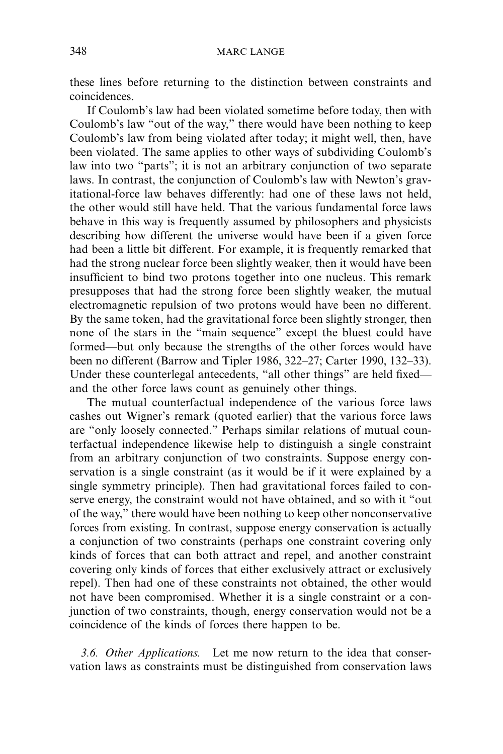these lines before returning to the distinction between constraints and coincidences.

If Coulomb's law had been violated sometime before today, then with Coulomb's law "out of the way," there would have been nothing to keep Coulomb's law from being violated after today; it might well, then, have been violated. The same applies to other ways of subdividing Coulomb's law into two "parts"; it is not an arbitrary conjunction of two separate laws. In contrast, the conjunction of Coulomb's law with Newton's gravitational-force law behaves differently: had one of these laws not held, the other would still have held. That the various fundamental force laws behave in this way is frequently assumed by philosophers and physicists describing how different the universe would have been if a given force had been a little bit different. For example, it is frequently remarked that had the strong nuclear force been slightly weaker, then it would have been insufficient to bind two protons together into one nucleus. This remark presupposes that had the strong force been slightly weaker, the mutual electromagnetic repulsion of two protons would have been no different. By the same token, had the gravitational force been slightly stronger, then none of the stars in the "main sequence" except the bluest could have formed—but only because the strengths of the other forces would have been no different (Barrow and Tipler 1986, 322–27; Carter 1990, 132–33). Under these counterlegal antecedents, "all other things" are held fixed—and the other force laws count as genuinely other things.

The mutual counterfactual independence of the various force laws cashes out Wigner's remark (quoted earlier) that the various force laws are "only loosely connected." Perhaps similar relations of mutual counterfactual independence likewise help to distinguish a single constraint from an arbitrary conjunction of two constraints. Suppose energy conservation is a single constraint (as it would be if it were explained by a single symmetry principle). Then had gravitational forces failed to conserve energy, the constraint would not have obtained, and so with it "out of the way," there would have been nothing to keep other nonconservative forces from existing. In contrast, suppose energy conservation is actually a conjunction of two constraints (perhaps one constraint covering only kinds of forces that can both attract and repel, and another constraint covering only kinds of forces that either exclusively attract or exclusively repel). Then had one of these constraints not obtained, the other would not have been compromised. Whether it is a single constraint or a conjunction of two constraints, though, energy conservation would not be a coincidence of the kinds of forces there happen to be.

*3.6. Other Applications.* Let me now return to the idea that conservation laws as constraints must be distinguished from conservation laws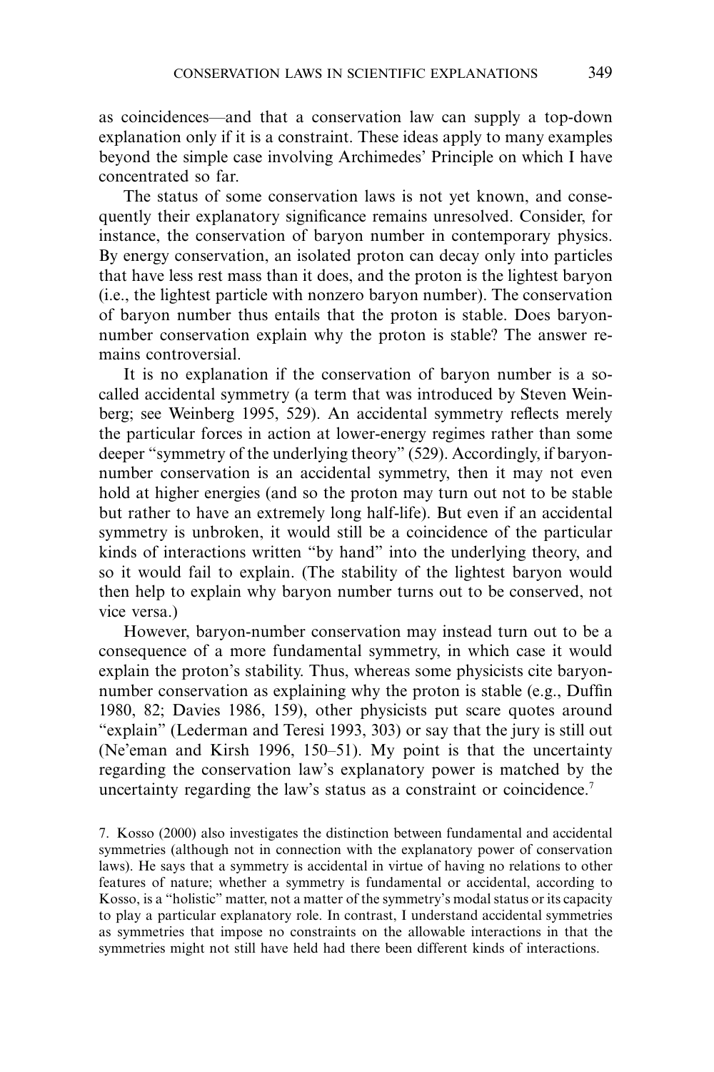as coincidences—and that a conservation law can supply a top-down explanation only if it is a constraint. These ideas apply to many examples beyond the simple case involving Archimedes' Principle on which I have concentrated so far.

The status of some conservation laws is not yet known, and consequently their explanatory significance remains unresolved. Consider, for instance, the conservation of baryon number in contemporary physics. By energy conservation, an isolated proton can decay only into particles that have less rest mass than it does, and the proton is the lightest baryon (i.e., the lightest particle with nonzero baryon number). The conservation of baryon number thus entails that the proton is stable. Does baryon-number conservation explain why the proton is stable? The answer remains controversial.

It is no explanation if the conservation of baryon number is a so-called accidental symmetry (a term that was introduced by Steven Weinberg; see Weinberg 1995, 529). An accidental symmetry reflects merely the particular forces in action at lower-energy regimes rather than some deeper "symmetry of the underlying theory" (529). Accordingly, if baryon-number conservation is an accidental symmetry, then it may not even hold at higher energies (and so the proton may turn out not to be stable but rather to have an extremely long half-life). But even if an accidental symmetry is unbroken, it would still be a coincidence of the particular kinds of interactions written "by hand" into the underlying theory, and so it would fail to explain. (The stability of the lightest baryon would then help to explain why baryon number turns out to be conserved, not vice versa.)

However, baryon-number conservation may instead turn out to be a consequence of a more fundamental symmetry, in which case it would explain the proton's stability. Thus, whereas some physicists cite baryon-number conservation as explaining why the proton is stable (e.g., Duffin 1980, 82; Davies 1986, 159), other physicists put scare quotes around "explain" (Lederman and Teresi 1993, 303) or say that the jury is still out (Ne'eman and Kirsh 1996, 150–51). My point is that the uncertainty regarding the conservation law's explanatory power is matched by the uncertainty regarding the law's status as a constraint or coincidence.[7]

7. Kosso (2000) also investigates the distinction between fundamental and accidental symmetries (although not in connection with the explanatory power of conservation laws). He says that a symmetry is accidental in virtue of having no relations to other features of nature; whether a symmetry is fundamental or accidental, according to Kosso, is a "holistic" matter, not a matter of the symmetry's modal status or its capacity to play a particular explanatory role. In contrast, I understand accidental symmetries as symmetries that impose no constraints on the allowable interactions in that the symmetries might not still have held had there been different kinds of interactions.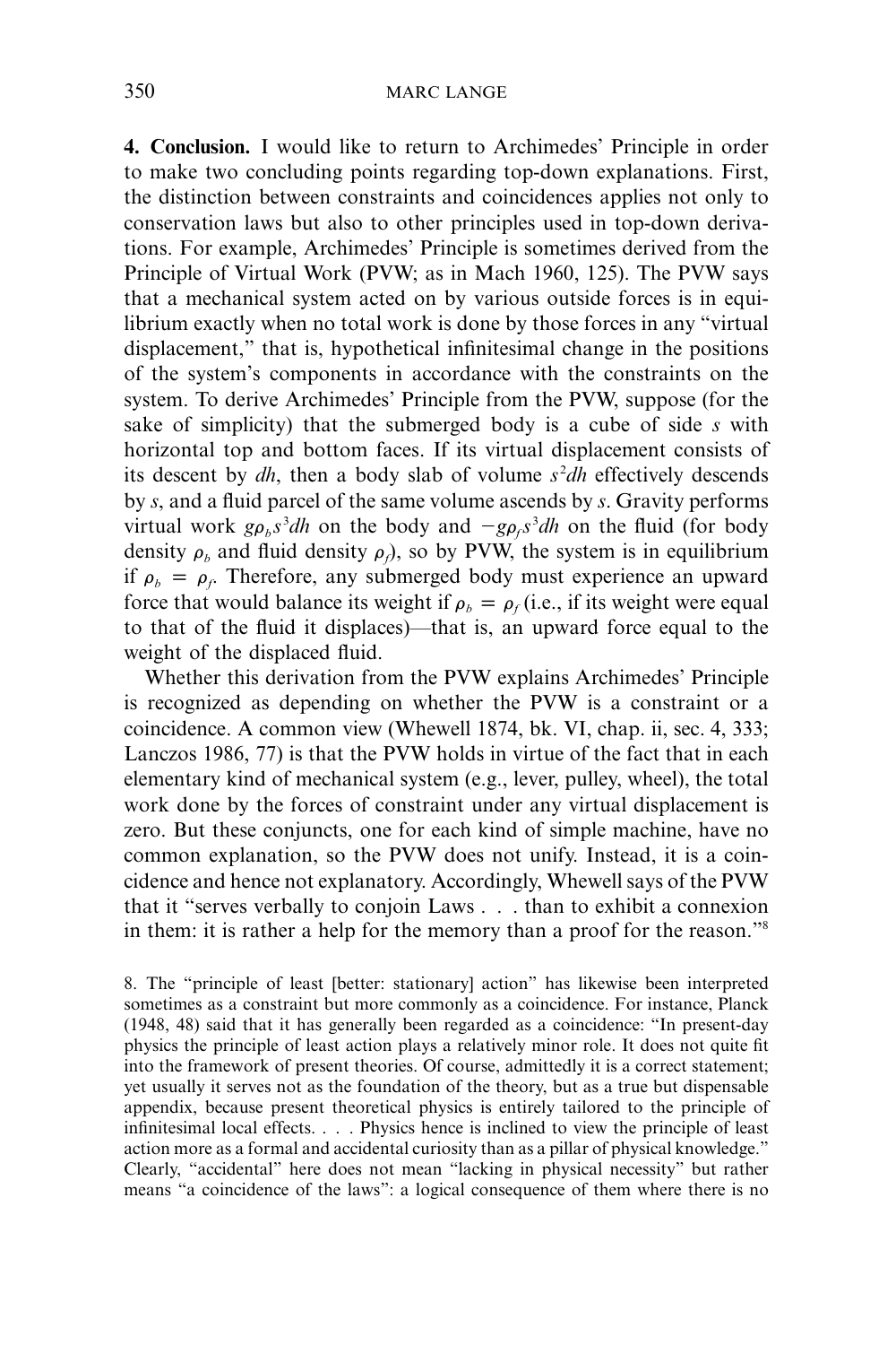**4. Conclusion.** I would like to return to Archimedes' Principle in order to make two concluding points regarding top-down explanations. First, the distinction between constraints and coincidences applies not only to conservation laws but also to other principles used in top-down derivations. For example, Archimedes' Principle is sometimes derived from the Principle of Virtual Work (PVW; as in Mach 1960, 125). The PVW says that a mechanical system acted on by various outside forces is in equilibrium exactly when no total work is done by those forces in any "virtual displacement," that is, hypothetical infinitesimal change in the positions of the system's components in accordance with the constraints on the system. To derive Archimedes' Principle from the PVW, suppose (for the sake of simplicity) that the submerged body is a cube of side $s$ with horizontal top and bottom faces. If its virtual displacement consists of its descent by $dh$, then a body slab of volume $s^2dh$ effectively descends by $s$, and a fluid parcel of the same volume ascends by $s$. Gravity performs virtual work $g\rho_b s^3dh$ on the body and $-g\rho_f s^3dh$ on the fluid (for body density $\rho_b$ and fluid density $\rho_f$), so by PVW, the system is in equilibrium if $\rho_b = \rho_f$. Therefore, any submerged body must experience an upward force that would balance its weight if $\rho_b = \rho_f$ (i.e., if its weight were equal to that of the fluid it displaces)—that is, an upward force equal to the weight of the displaced fluid.

Whether this derivation from the PVW explains Archimedes' Principle is recognized as depending on whether the PVW is a constraint or a coincidence. A common view (Whewell 1874, bk. VI, chap. ii, sec. 4, 333; Lanczos 1986, 77) is that the PVW holds in virtue of the fact that in each elementary kind of mechanical system (e.g., lever, pulley, wheel), the total work done by the forces of constraint under any virtual displacement is zero. But these conjuncts, one for each kind of simple machine, have no common explanation, so the PVW does not unify. Instead, it is a coincidence and hence not explanatory. Accordingly, Whewell says of the PVW that it "serves verbally to conjoin Laws . . . than to exhibit a connexion in them: it is rather a help for the memory than a proof for the reason."[8]

8. The "principle of least [better: stationary] action" has likewise been interpreted sometimes as a constraint but more commonly as a coincidence. For instance, Planck (1948, 48) said that it has generally been regarded as a coincidence: "In present-day physics the principle of least action plays a relatively minor role. It does not quite fit into the framework of present theories. Of course, admittedly it is a correct statement; yet usually it serves not as the foundation of the theory, but as a true but dispensable appendix, because present theoretical physics is entirely tailored to the principle of infinitesimal local effects. . . . Physics hence is inclined to view the principle of least action more as a formal and accidental curiosity than as a pillar of physical knowledge." Clearly, "accidental" here does not mean "lacking in physical necessity" but rather means "a coincidence of the laws": a logical consequence of them where there is no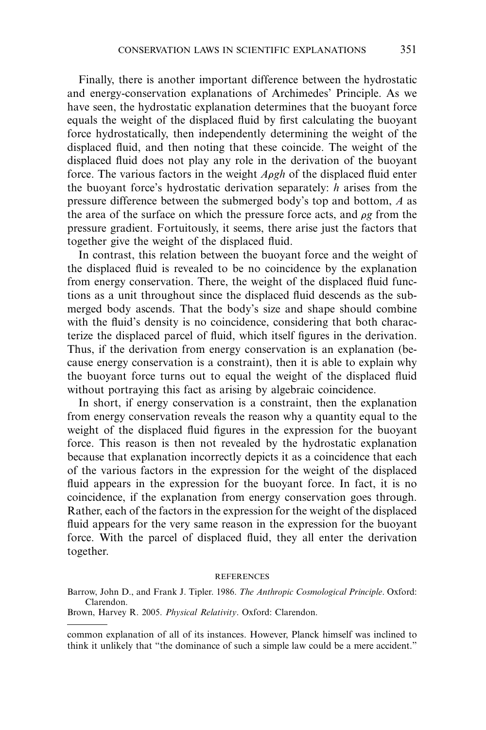Finally, there is another important difference between the hydrostatic and energy-conservation explanations of Archimedes' Principle. As we have seen, the hydrostatic explanation determines that the buoyant force equals the weight of the displaced fluid by first calculating the buoyant force hydrostatically, then independently determining the weight of the displaced fluid, and then noting that these coincide. The weight of the displaced fluid does not play any role in the derivation of the buoyant force. The various factors in the weight $A\rho gh$ of the displaced fluid enter the buoyant force's hydrostatic derivation separately: $h$ arises from the pressure difference between the submerged body's top and bottom, $A$ as the area of the surface on which the pressure force acts, and $\rho g$ from the pressure gradient. Fortuitously, it seems, there arise just the factors that together give the weight of the displaced fluid.

In contrast, this relation between the buoyant force and the weight of the displaced fluid is revealed to be no coincidence by the explanation from energy conservation. There, the weight of the displaced fluid functions as a unit throughout since the displaced fluid descends as the submerged body ascends. That the body's size and shape should combine with the fluid's density is no coincidence, considering that both characterize the displaced parcel of fluid, which itself figures in the derivation. Thus, if the derivation from energy conservation is an explanation (because energy conservation is a constraint), then it is able to explain why the buoyant force turns out to equal the weight of the displaced fluid without portraying this fact as arising by algebraic coincidence.

In short, if energy conservation is a constraint, then the explanation from energy conservation reveals the reason why a quantity equal to the weight of the displaced fluid figures in the expression for the buoyant force. This reason is then not revealed by the hydrostatic explanation because that explanation incorrectly depicts it as a coincidence that each of the various factors in the expression for the weight of the displaced fluid appears in the expression for the buoyant force. In fact, it is no coincidence, if the explanation from energy conservation goes through. Rather, each of the factors in the expression for the weight of the displaced fluid appears for the very same reason in the expression for the buoyant force. With the parcel of displaced fluid, they all enter the derivation together.

## REFERENCES

Barrow, John D., and Frank J. Tipler. 1986. *The Anthropic Cosmological Principle*. Oxford: Clarendon.

Brown, Harvey R. 2005. *Physical Relativity*. Oxford: Clarendon.

---

common explanation of all of its instances. However, Planck himself was inclined to think it unlikely that "the dominance of such a simple law could be a mere accident."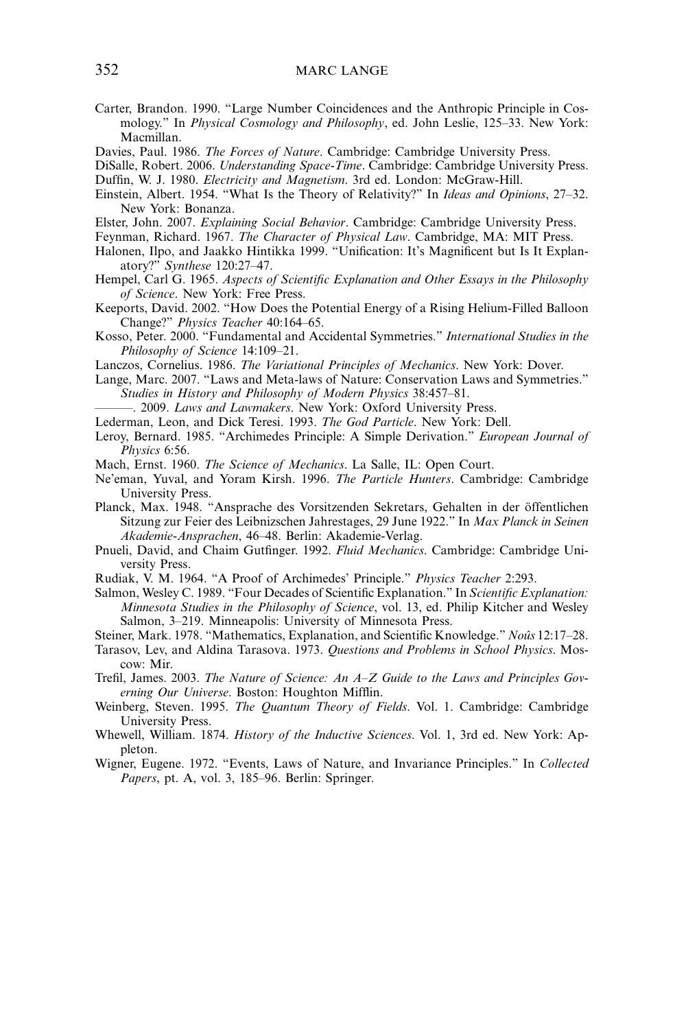Carter, Brandon. 1990. "Large Number Coincidences and the Anthropic Principle in Cosmology." In *Physical Cosmology and Philosophy*, ed. John Leslie, 125–33. New York: Macmillan.

Davies, Paul. 1986. *The Forces of Nature*. Cambridge: Cambridge University Press.

DiSalle, Robert. 2006. *Understanding Space-Time*. Cambridge: Cambridge University Press.

Duffin, W. J. 1980. *Electricity and Magnetism*. 3rd ed. London: McGraw-Hill.

Einstein, Albert. 1954. "What Is the Theory of Relativity?" In *Ideas and Opinions*, 27–32. New York: Bonanza.

Elster, John. 2007. *Explaining Social Behavior*. Cambridge: Cambridge University Press.

Feynman, Richard. 1967. *The Character of Physical Law*. Cambridge, MA: MIT Press.

Halonen, Ilpo, and Jaakko Hintikka 1999. "Unification: It's Magnificent but Is It Explanatory?" *Synthese* 120:27–47.

Hempel, Carl G. 1965. *Aspects of Scientific Explanation and Other Essays in the Philosophy of Science*. New York: Free Press.

Keeports, David. 2002. "How Does the Potential Energy of a Rising Helium-Filled Balloon Change?" *Physics Teacher* 40:164–65.

Kosso, Peter. 2000. "Fundamental and Accidental Symmetries." *International Studies in the Philosophy of Science* 14:109–21.

Lanczos, Cornelius. 1986. *The Variational Principles of Mechanics*. New York: Dover.

Lange, Marc. 2007. "Laws and Meta-laws of Nature: Conservation Laws and Symmetries." *Studies in History and Philosophy of Modern Physics* 38:457–81.

———. 2009. *Laws and Lawmakers*. New York: Oxford University Press.

Lederman, Leon, and Dick Teresi. 1993. *The God Particle*. New York: Dell.

Leroy, Bernard. 1985. "Archimedes Principle: A Simple Derivation." *European Journal of Physics* 6:56.

Mach, Ernst. 1960. *The Science of Mechanics*. La Salle, IL: Open Court.

Ne'eman, Yuval, and Yoram Kirsh. 1996. *The Particle Hunters*. Cambridge: Cambridge University Press.

Planck, Max. 1948. "Ansprache des Vorsitzenden Sekretars, Gehalten in der öffentlichen Sitzung zur Feier des Leibnizschen Jahrestages, 29 June 1922." In *Max Planck in Seinen Akademie-Ansprachen*, 46–48. Berlin: Akademie-Verlag.

Pnueli, David, and Chaim Gutfinger. 1992. *Fluid Mechanics*. Cambridge: Cambridge University Press.

Rudiak, V. M. 1964. "A Proof of Archimedes' Principle." *Physics Teacher* 2:293.

Salmon, Wesley C. 1989. "Four Decades of Scientific Explanation." In *Scientific Explanation: Minnesota Studies in the Philosophy of Science*, vol. 13, ed. Philip Kitcher and Wesley Salmon, 3–219. Minneapolis: University of Minnesota Press.

Steiner, Mark. 1978. "Mathematics, Explanation, and Scientific Knowledge." *Noûs* 12:17–28.

Tarasov, Lev, and Aldina Tarasova. 1973. *Questions and Problems in School Physics*. Moscow: Mir.

Trefil, James. 2003. *The Nature of Science: An A–Z Guide to the Laws and Principles Governing Our Universe*. Boston: Houghton Mifflin.

Weinberg, Steven. 1995. *The Quantum Theory of Fields*. Vol. 1. Cambridge: Cambridge University Press.

Whewell, William. 1874. *History of the Inductive Sciences*. Vol. 1, 3rd ed. New York: Appleton.

Wigner, Eugene. 1972. "Events, Laws of Nature, and Invariance Principles." In *Collected Papers*, pt. A, vol. 3, 185–96. Berlin: Springer.